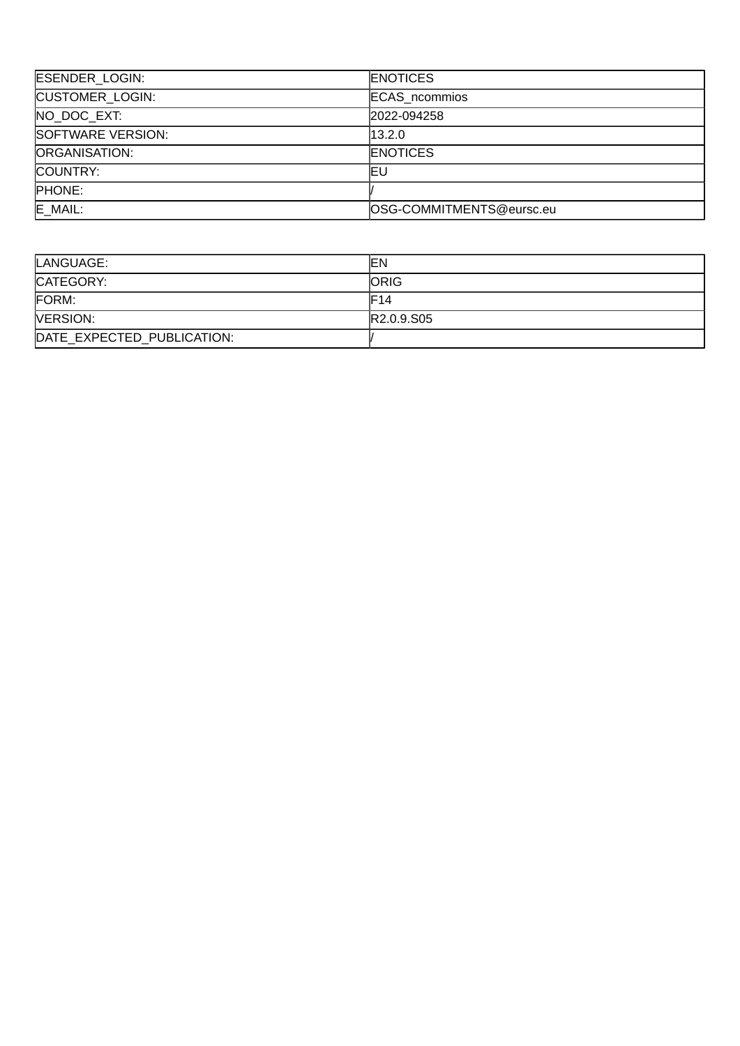| ESENDER_LOGIN: | ENOTICES |
|---|---|
| CUSTOMER_LOGIN: | ECAS_ncommios |
| NO_DOC_EXT: | 2022-094258 |
| SOFTWARE VERSION: | 13.2.0 |
| ORGANISATION: | ENOTICES |
| COUNTRY: | EU |
| PHONE: | / |
| E_MAIL: | OSG-COMMITMENTS@eursc.eu |

| LANGUAGE: | EN |
|---|---|
| CATEGORY: | ORIG |
| FORM: | F14 |
| VERSION: | R2.0.9.S05 |
| DATE_EXPECTED_PUBLICATION: | / |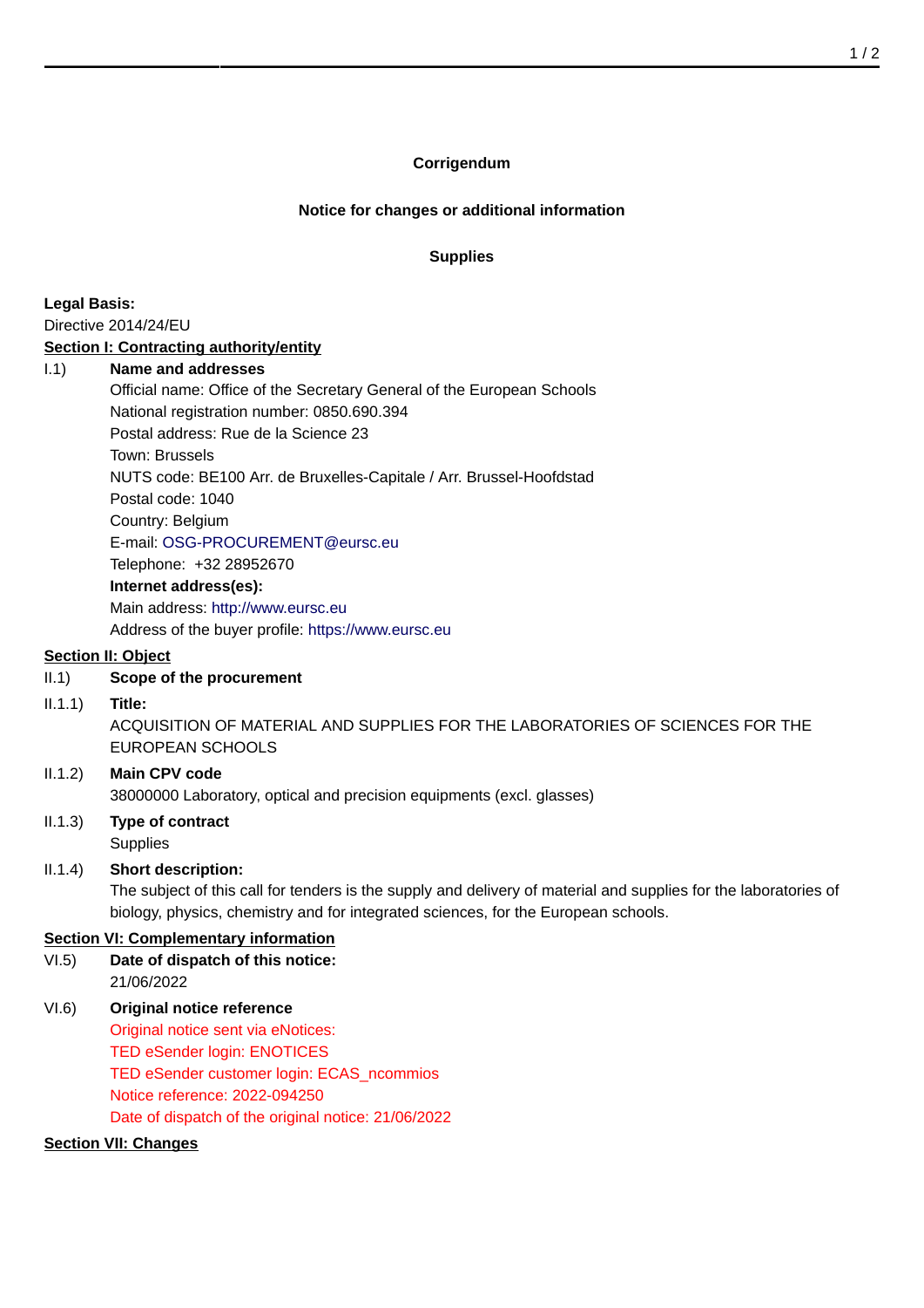**Corrigendum**

**Notice for changes or additional information**

**Supplies**

**Legal Basis:**

Directive 2014/24/EU

**Section I: Contracting authority/entity**

I.1) **Name and addresses**

Official name: Office of the Secretary General of the European Schools
National registration number: 0850.690.394
Postal address: Rue de la Science 23
Town: Brussels
NUTS code: BE100 Arr. de Bruxelles-Capitale / Arr. Brussel-Hoofdstad
Postal code: 1040
Country: Belgium
E-mail: OSG-PROCUREMENT@eursc.eu
Telephone: +32 28952670

**Internet address(es):**

Main address: http://www.eursc.eu
Address of the buyer profile: https://www.eursc.eu

**Section II: Object**

II.1) **Scope of the procurement**

II.1.1) **Title:**

ACQUISITION OF MATERIAL AND SUPPLIES FOR THE LABORATORIES OF SCIENCES FOR THE EUROPEAN SCHOOLS

II.1.2) **Main CPV code**

38000000 Laboratory, optical and precision equipments (excl. glasses)

II.1.3) **Type of contract**

Supplies

II.1.4) **Short description:**

The subject of this call for tenders is the supply and delivery of material and supplies for the laboratories of biology, physics, chemistry and for integrated sciences, for the European schools.

**Section VI: Complementary information**

VI.5) **Date of dispatch of this notice:**

21/06/2022

VI.6) **Original notice reference**

Original notice sent via eNotices:
TED eSender login: ENOTICES
TED eSender customer login: ECAS_ncommios
Notice reference: 2022-094250
Date of dispatch of the original notice: 21/06/2022

**Section VII: Changes**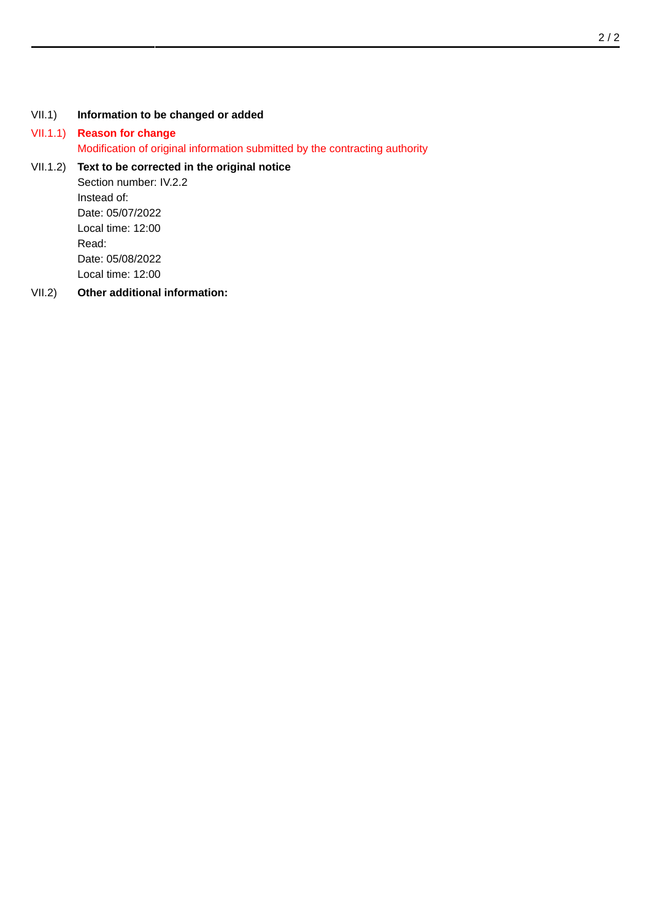VII.1) **Information to be changed or added**

VII.1.1) **Reason for change**

Modification of original information submitted by the contracting authority

VII.1.2) **Text to be corrected in the original notice**

Section number: IV.2.2

Instead of:

Date: 05/07/2022

Local time: 12:00

Read:

Date: 05/08/2022

Local time: 12:00

VII.2) **Other additional information:**